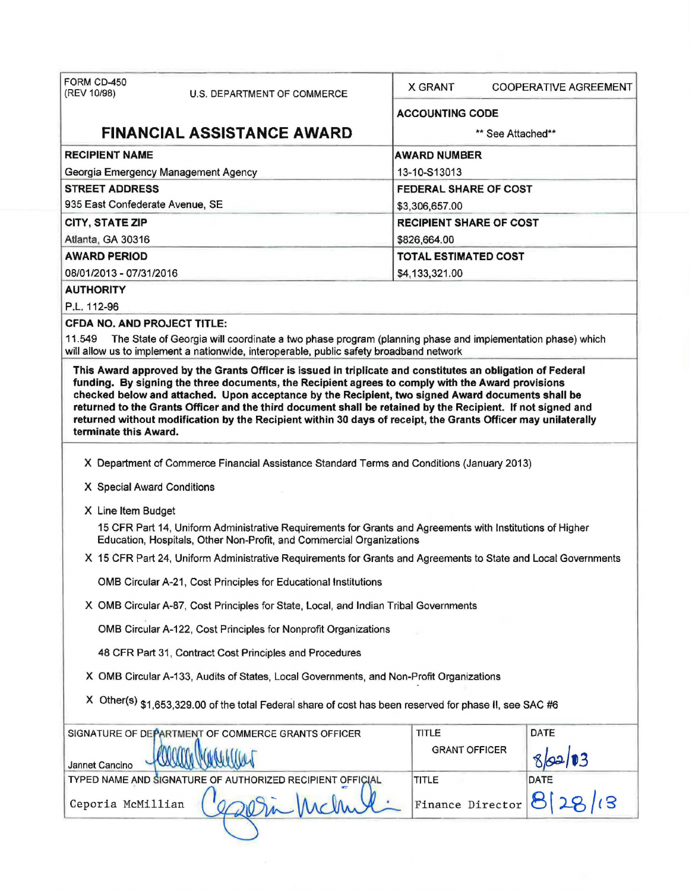| FORM CD-450 (REV 10/98) U.S. DEPARTMENT OF COMMERCE | X GRANT COOPERATIVE AGREEMENT |
|---|---|
| **FINANCIAL ASSISTANCE AWARD** | **ACCOUNTING CODE** ** See Attached** |
| **RECIPIENT NAME** Georgia Emergency Management Agency | **AWARD NUMBER** 13-10-S13013 |
| **STREET ADDRESS** 935 East Confederate Avenue, SE | **FEDERAL SHARE OF COST** $3,306,657.00 |
| **CITY, STATE ZIP** Atlanta, GA 30316 | **RECIPIENT SHARE OF COST** $826,664.00 |
| **AWARD PERIOD** 08/01/2013 - 07/31/2016 | **TOTAL ESTIMATED COST** $4,133,321.00 |

**AUTHORITY**

P.L. 112-96

**CFDA NO. AND PROJECT TITLE:**

11.549 The State of Georgia will coordinate a two phase program (planning phase and implementation phase) which will allow us to implement a nationwide, interoperable, public safety broadband network

**This Award approved by the Grants Officer is issued in triplicate and constitutes an obligation of Federal funding. By signing the three documents, the Recipient agrees to comply with the Award provisions checked below and attached. Upon acceptance by the Recipient, two signed Award documents shall be returned to the Grants Officer and the third document shall be retained by the Recipient. If not signed and returned without modification by the Recipient within 30 days of receipt, the Grants Officer may unilaterally terminate this Award.**

X Department of Commerce Financial Assistance Standard Terms and Conditions (January 2013)

X Special Award Conditions

X Line Item Budget

15 CFR Part 14, Uniform Administrative Requirements for Grants and Agreements with Institutions of Higher Education, Hospitals, Other Non-Profit, and Commercial Organizations

X 15 CFR Part 24, Uniform Administrative Requirements for Grants and Agreements to State and Local Governments

OMB Circular A-21, Cost Principles for Educational Institutions

X OMB Circular A-87, Cost Principles for State, Local, and Indian Tribal Governments

OMB Circular A-122, Cost Principles for Nonprofit Organizations

48 CFR Part 31, Contract Cost Principles and Procedures

X OMB Circular A-133, Audits of States, Local Governments, and Non-Profit Organizations

X Other(s) $1,653,329.00 of the total Federal share of cost has been reserved for phase II, see SAC #6

| SIGNATURE OF DEPARTMENT OF COMMERCE GRANTS OFFICER | TITLE | DATE |
|---|---|---|
| Jannet Cancino [signature] | GRANT OFFICER | 8/22/13 |
| **TYPED NAME AND SIGNATURE OF AUTHORIZED RECIPIENT OFFICIAL** | **TITLE** | **DATE** |
| Ceporia McMillian [signature] | Finance Director | 8/28/13 |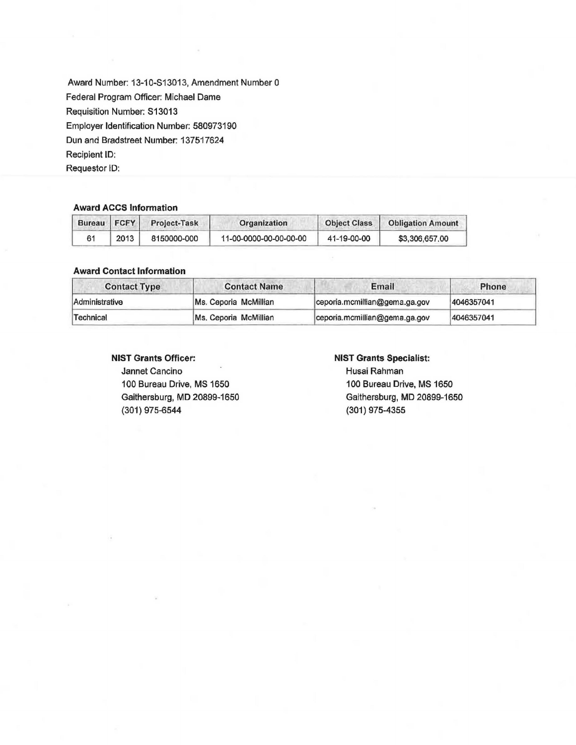Award Number: 13-10-S13013, Amendment Number 0
Federal Program Officer: Michael Dame
Requisition Number: S13013
Employer Identification Number: 580973190
Dun and Bradstreet Number: 137517624
Recipient ID:
Requestor ID:

**Award ACCS Information**

| Bureau | FCFY | Project-Task | Organization | Object Class | Obligation Amount |
|---|---|---|---|---|---|
| 61 | 2013 | 8150000-000 | 11-00-0000-00-00-00-00 | 41-19-00-00 | $3,306,657.00 |

**Award Contact Information**

| Contact Type | Contact Name | Email | Phone |
|---|---|---|---|
| Administrative | Ms. Ceporia McMillian | ceporia.mcmillian@gema.ga.gov | 4046357041 |
| Technical | Ms. Ceporia McMillian | ceporia.mcmillian@gema.ga.gov | 4046357041 |

**NIST Grants Officer:**
Jannet Cancino
100 Bureau Drive, MS 1650
Gaithersburg, MD 20899-1650
(301) 975-6544

**NIST Grants Specialist:**
Husai Rahman
100 Bureau Drive, MS 1650
Gaithersburg, MD 20899-1650
(301) 975-4355